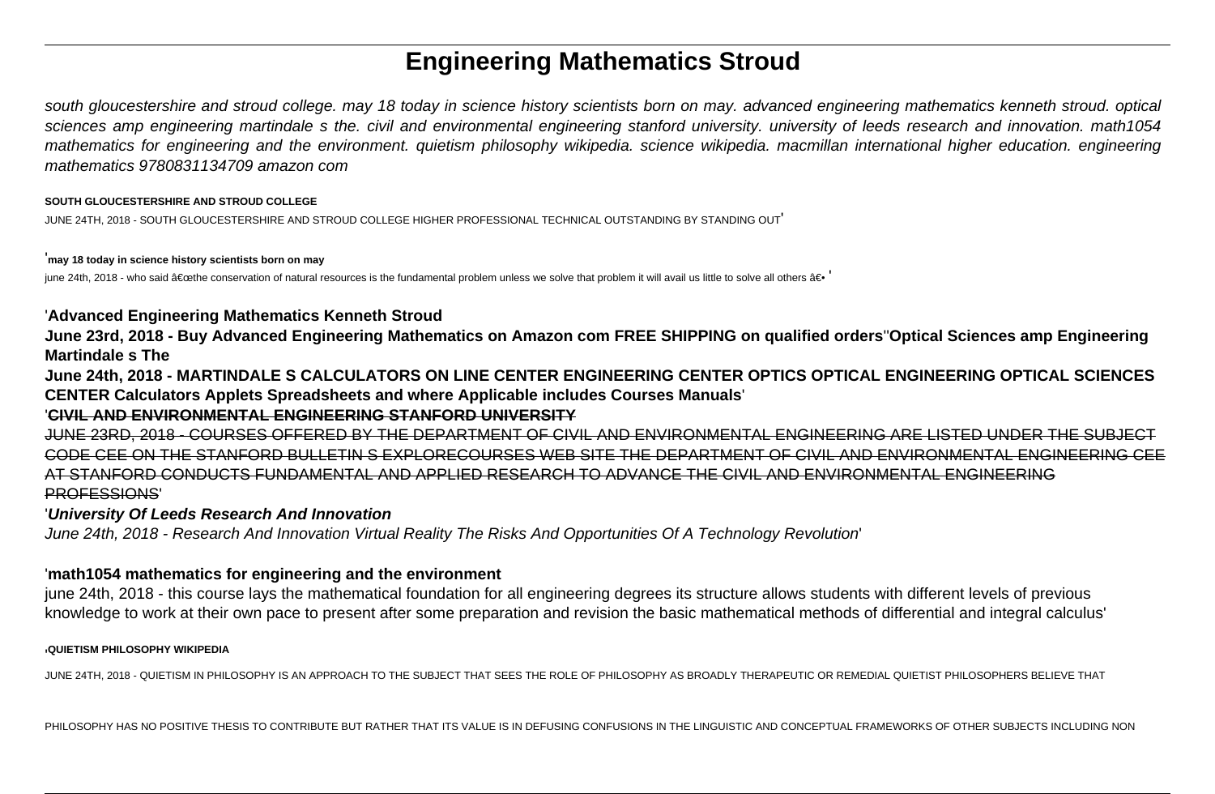# Engineering Mathematics Stroud

*south gloucestershire and stroud college. may 18 today in science history scientists born on may. advanced engineering mathematics kenneth stroud. optical sciences amp engineering martindale s the. civil and environmental engineering stanford university. university of leeds research and innovation. math1054 mathematics for engineering and the environment. quietism philosophy wikipedia. science wikipedia. macmillan international higher education. engineering mathematics 9780831134709 amazon com*

**SOUTH GLOUCESTERSHIRE AND STROUD COLLEGE**

JUNE 24TH, 2018 - SOUTH GLOUCESTERSHIRE AND STROUD COLLEGE HIGHER PROFESSIONAL TECHNICAL OUTSTANDING BY STANDING OUT'

'**may 18 today in science history scientists born on may**

june 24th, 2018 - who said â€œthe conservation of natural resources is the fundamental problem unless we solve that problem it will avail us little to solve all others â€• '

'**Advanced Engineering Mathematics Kenneth Stroud**

**June 23rd, 2018 - Buy Advanced Engineering Mathematics on Amazon com FREE SHIPPING on qualified orders**''**Optical Sciences amp Engineering Martindale s The**

**June 24th, 2018 - MARTINDALE S CALCULATORS ON LINE CENTER ENGINEERING CENTER OPTICS OPTICAL ENGINEERING OPTICAL SCIENCES CENTER Calculators Applets Spreadsheets and where Applicable includes Courses Manuals**'

'**CIVIL AND ENVIRONMENTAL ENGINEERING STANFORD UNIVERSITY**

JUNE 23RD, 2018 - COURSES OFFERED BY THE DEPARTMENT OF CIVIL AND ENVIRONMENTAL ENGINEERING ARE LISTED UNDER THE SUBJECT CODE CEE ON THE STANFORD BULLETIN S EXPLORECOURSES WEB SITE THE DEPARTMENT OF CIVIL AND ENVIRONMENTAL ENGINEERING CEE AT STANFORD CONDUCTS FUNDAMENTAL AND APPLIED RESEARCH TO ADVANCE THE CIVIL AND ENVIRONMENTAL ENGINEERING PROFESSIONS'

'***University Of Leeds Research And Innovation***

*June 24th, 2018 - Research And Innovation Virtual Reality The Risks And Opportunities Of A Technology Revolution*'

'**math1054 mathematics for engineering and the environment**

june 24th, 2018 - this course lays the mathematical foundation for all engineering degrees its structure allows students with different levels of previous knowledge to work at their own pace to present after some preparation and revision the basic mathematical methods of differential and integral calculus'

'**QUIETISM PHILOSOPHY WIKIPEDIA**

JUNE 24TH, 2018 - QUIETISM IN PHILOSOPHY IS AN APPROACH TO THE SUBJECT THAT SEES THE ROLE OF PHILOSOPHY AS BROADLY THERAPEUTIC OR REMEDIAL QUIETIST PHILOSOPHERS BELIEVE THAT PHILOSOPHY HAS NO POSITIVE THESIS TO CONTRIBUTE BUT RATHER THAT ITS VALUE IS IN DEFUSING CONFUSIONS IN THE LINGUISTIC AND CONCEPTUAL FRAMEWORKS OF OTHER SUBJECTS INCLUDING NON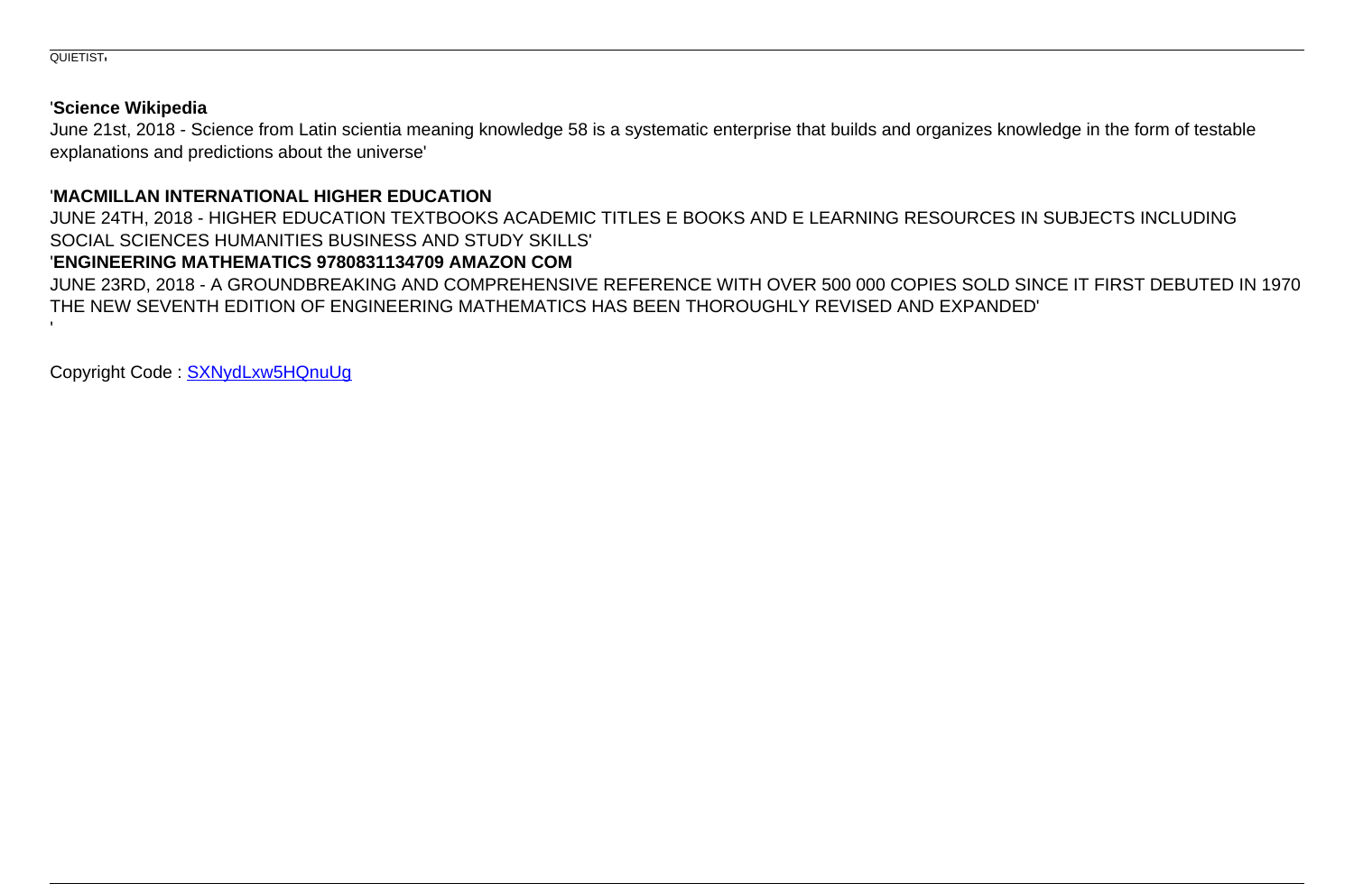QUIETIST'

'**Science Wikipedia**
June 21st, 2018 - Science from Latin scientia meaning knowledge 58 is a systematic enterprise that builds and organizes knowledge in the form of testable explanations and predictions about the universe'

'**MACMILLAN INTERNATIONAL HIGHER EDUCATION**
JUNE 24TH, 2018 - HIGHER EDUCATION TEXTBOOKS ACADEMIC TITLES E BOOKS AND E LEARNING RESOURCES IN SUBJECTS INCLUDING SOCIAL SCIENCES HUMANITIES BUSINESS AND STUDY SKILLS'

'**ENGINEERING MATHEMATICS 9780831134709 AMAZON COM**
JUNE 23RD, 2018 - A GROUNDBREAKING AND COMPREHENSIVE REFERENCE WITH OVER 500 000 COPIES SOLD SINCE IT FIRST DEBUTED IN 1970 THE NEW SEVENTH EDITION OF ENGINEERING MATHEMATICS HAS BEEN THOROUGHLY REVISED AND EXPANDED'
'

Copyright Code : SXNydLxw5HQnuUg